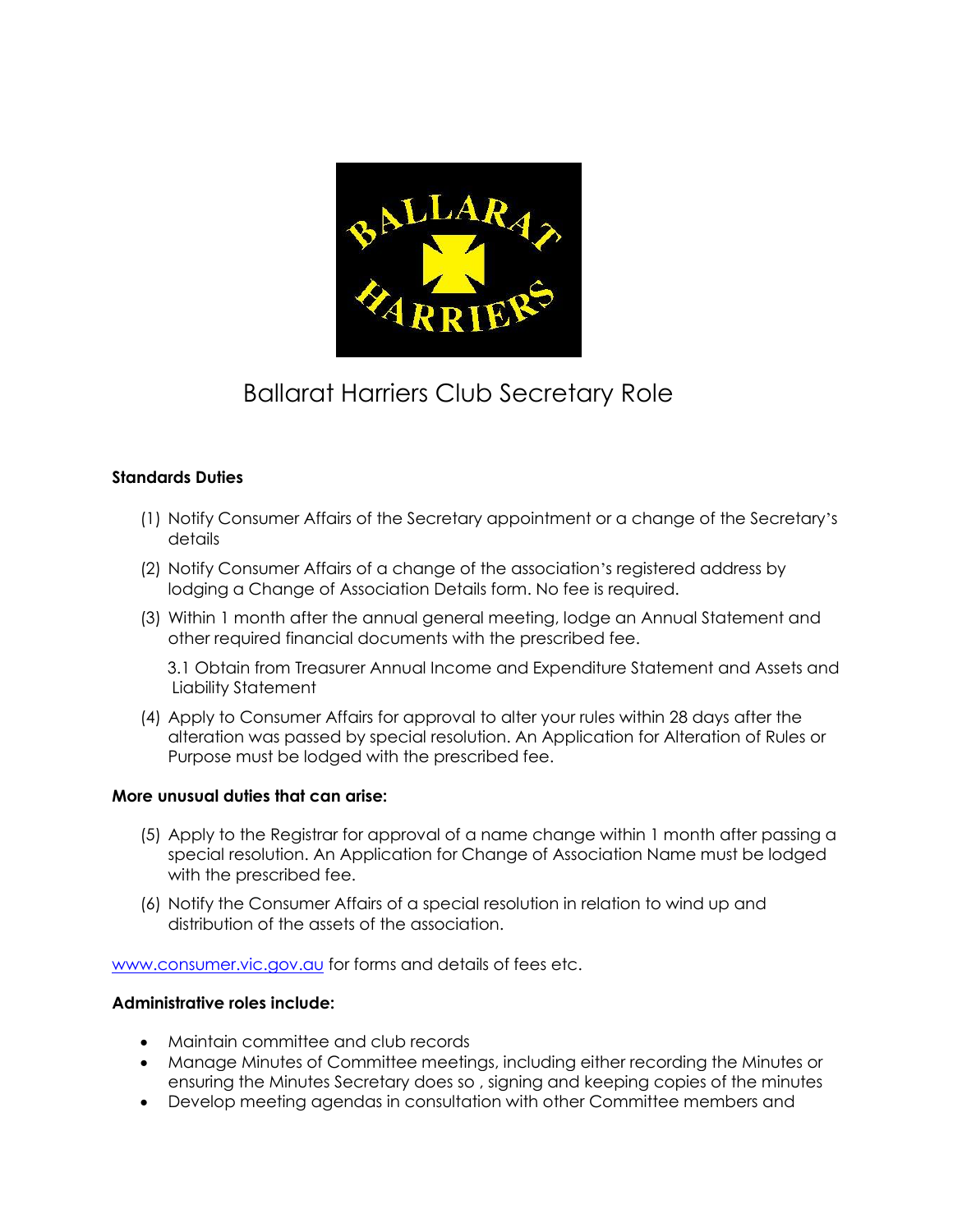# Ballarat Harriers Club Secretary Role

**Standards Duties**

(1) Notify Consumer Affairs of the Secretary appointment or a change of the Secretary's details

(2) Notify Consumer Affairs of a change of the association's registered address by lodging a Change of Association Details form. No fee is required.

(3) Within 1 month after the annual general meeting, lodge an Annual Statement and other required financial documents with the prescribed fee.

3.1 Obtain from Treasurer Annual Income and Expenditure Statement and Assets and Liability Statement

(4) Apply to Consumer Affairs for approval to alter your rules within 28 days after the alteration was passed by special resolution. An Application for Alteration of Rules or Purpose must be lodged with the prescribed fee.

**More unusual duties that can arise:**

(5) Apply to the Registrar for approval of a name change within 1 month after passing a special resolution. An Application for Change of Association Name must be lodged with the prescribed fee.

(6) Notify the Consumer Affairs of a special resolution in relation to wind up and distribution of the assets of the association.

www.consumer.vic.gov.au for forms and details of fees etc.

**Administrative roles include:**

- Maintain committee and club records
- Manage Minutes of Committee meetings, including either recording the Minutes or ensuring the Minutes Secretary does so , signing and keeping copies of the minutes
- Develop meeting agendas in consultation with other Committee members and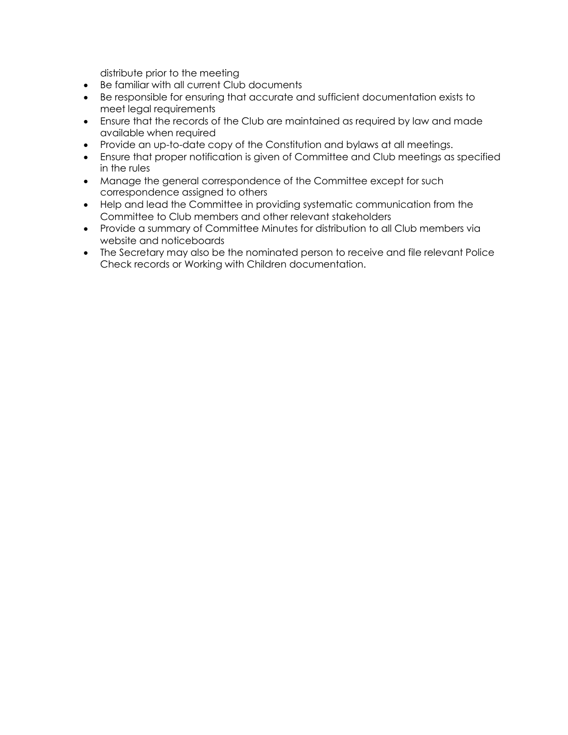distribute prior to the meeting

- Be familiar with all current Club documents
- Be responsible for ensuring that accurate and sufficient documentation exists to meet legal requirements
- Ensure that the records of the Club are maintained as required by law and made available when required
- Provide an up-to-date copy of the Constitution and bylaws at all meetings.
- Ensure that proper notification is given of Committee and Club meetings as specified in the rules
- Manage the general correspondence of the Committee except for such correspondence assigned to others
- Help and lead the Committee in providing systematic communication from the Committee to Club members and other relevant stakeholders
- Provide a summary of Committee Minutes for distribution to all Club members via website and noticeboards
- The Secretary may also be the nominated person to receive and file relevant Police Check records or Working with Children documentation.